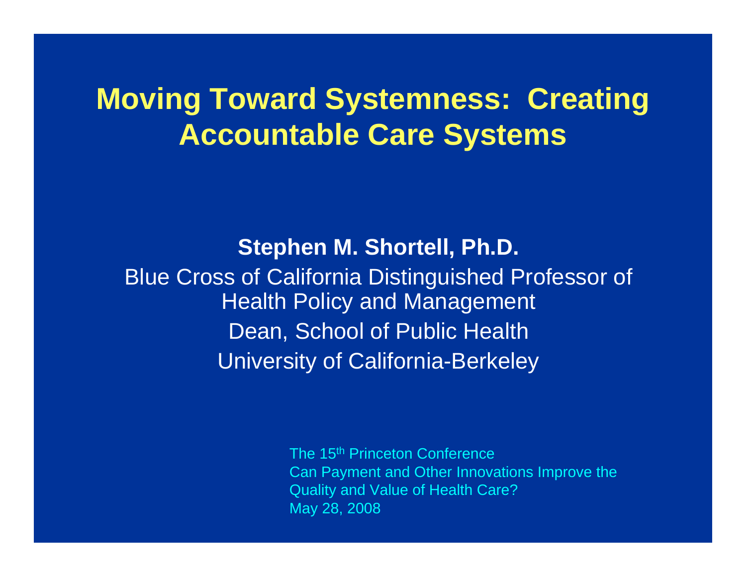# Moving Toward Systemness: Creating Accountable Care Systems

**Stephen M. Shortell, Ph.D.**

Blue Cross of California Distinguished Professor of Health Policy and Management

Dean, School of Public Health

University of California-Berkeley

The 15th Princeton Conference
Can Payment and Other Innovations Improve the Quality and Value of Health Care?
May 28, 2008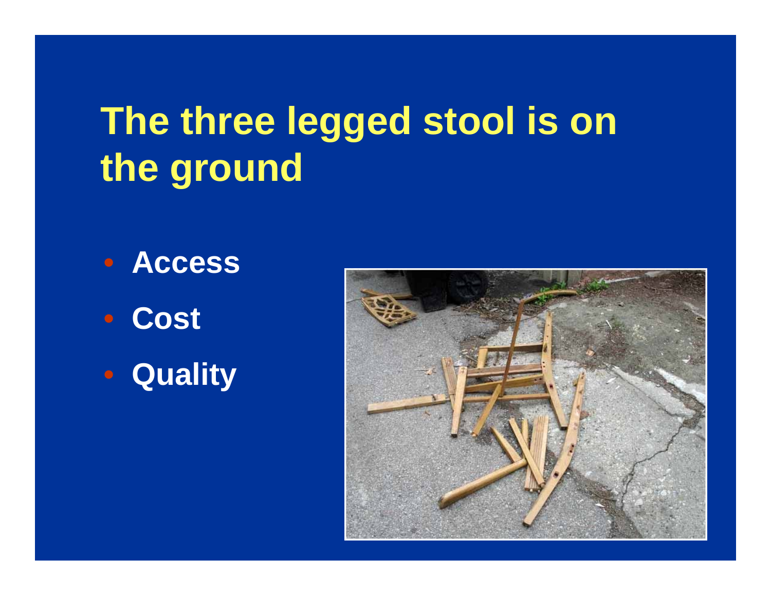# The three legged stool is on the ground

- Access
- Cost
- Quality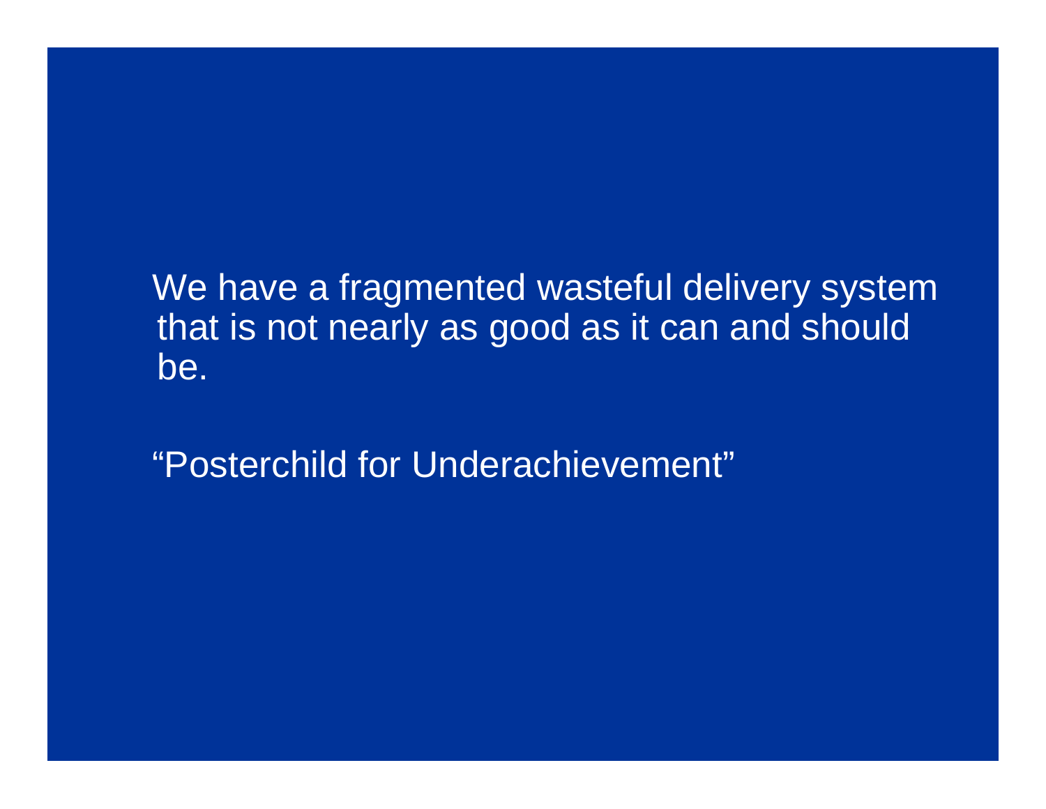We have a fragmented wasteful delivery system that is not nearly as good as it can and should be.

“Posterchild for Underachievement”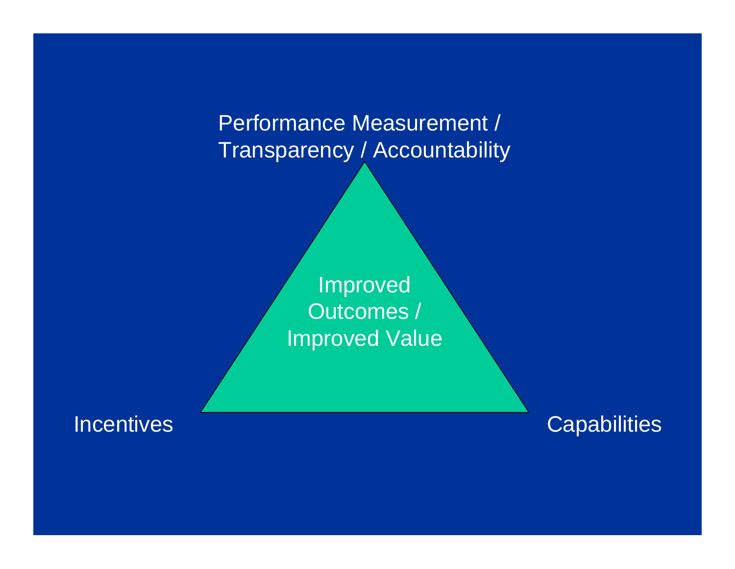Performance Measurement /
Transparency / Accountability

Improved
Outcomes /
Improved Value

Incentives

Capabilities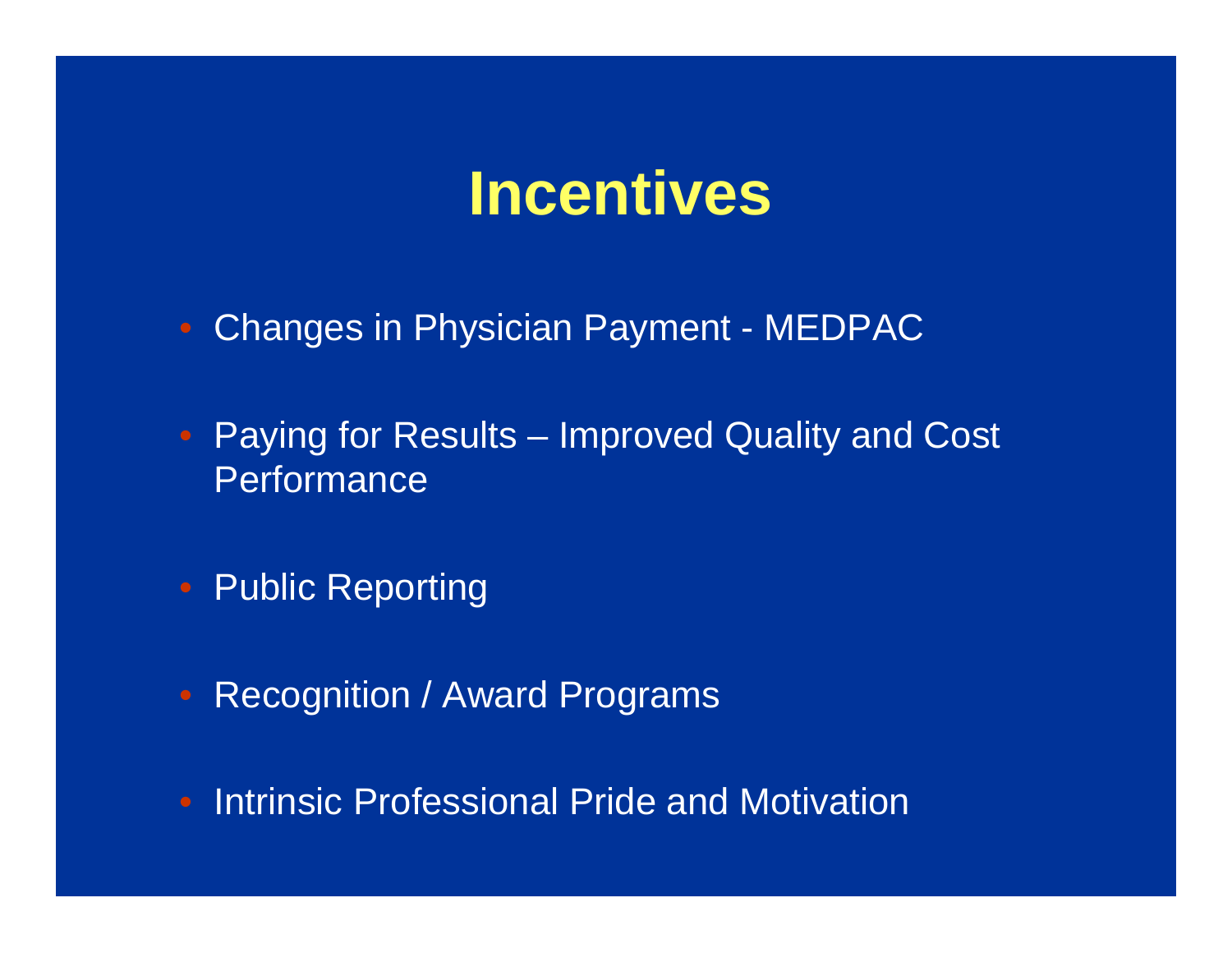# Incentives

- Changes in Physician Payment - MEDPAC
- Paying for Results – Improved Quality and Cost Performance
- Public Reporting
- Recognition / Award Programs
- Intrinsic Professional Pride and Motivation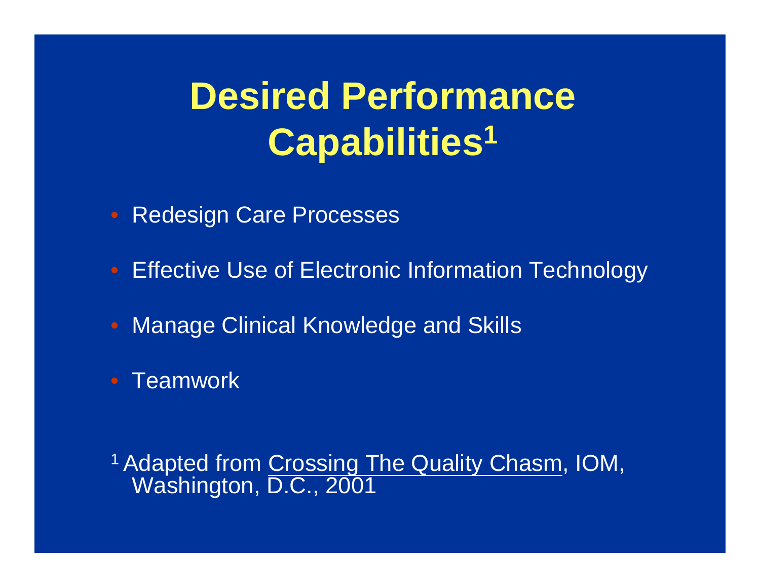# Desired Performance Capabilities[1]

- Redesign Care Processes
- Effective Use of Electronic Information Technology
- Manage Clinical Knowledge and Skills
- Teamwork

[1] Adapted from Crossing The Quality Chasm, IOM, Washington, D.C., 2001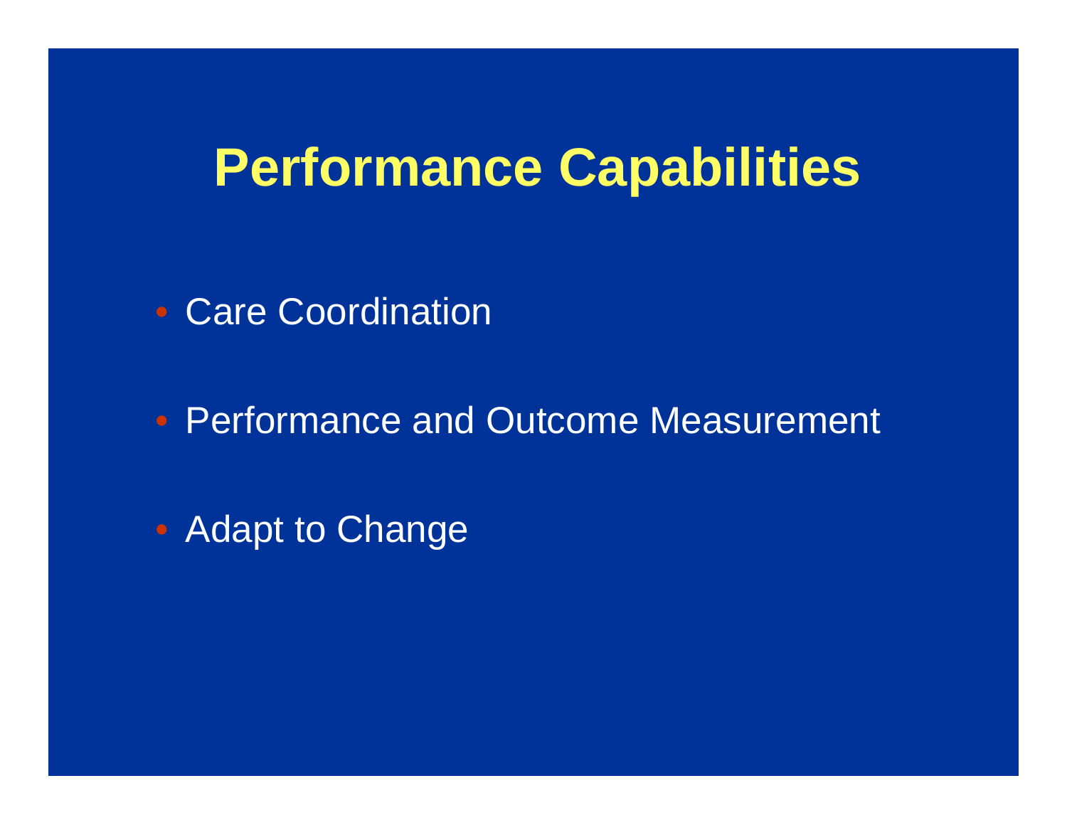# Performance Capabilities

- Care Coordination
- Performance and Outcome Measurement
- Adapt to Change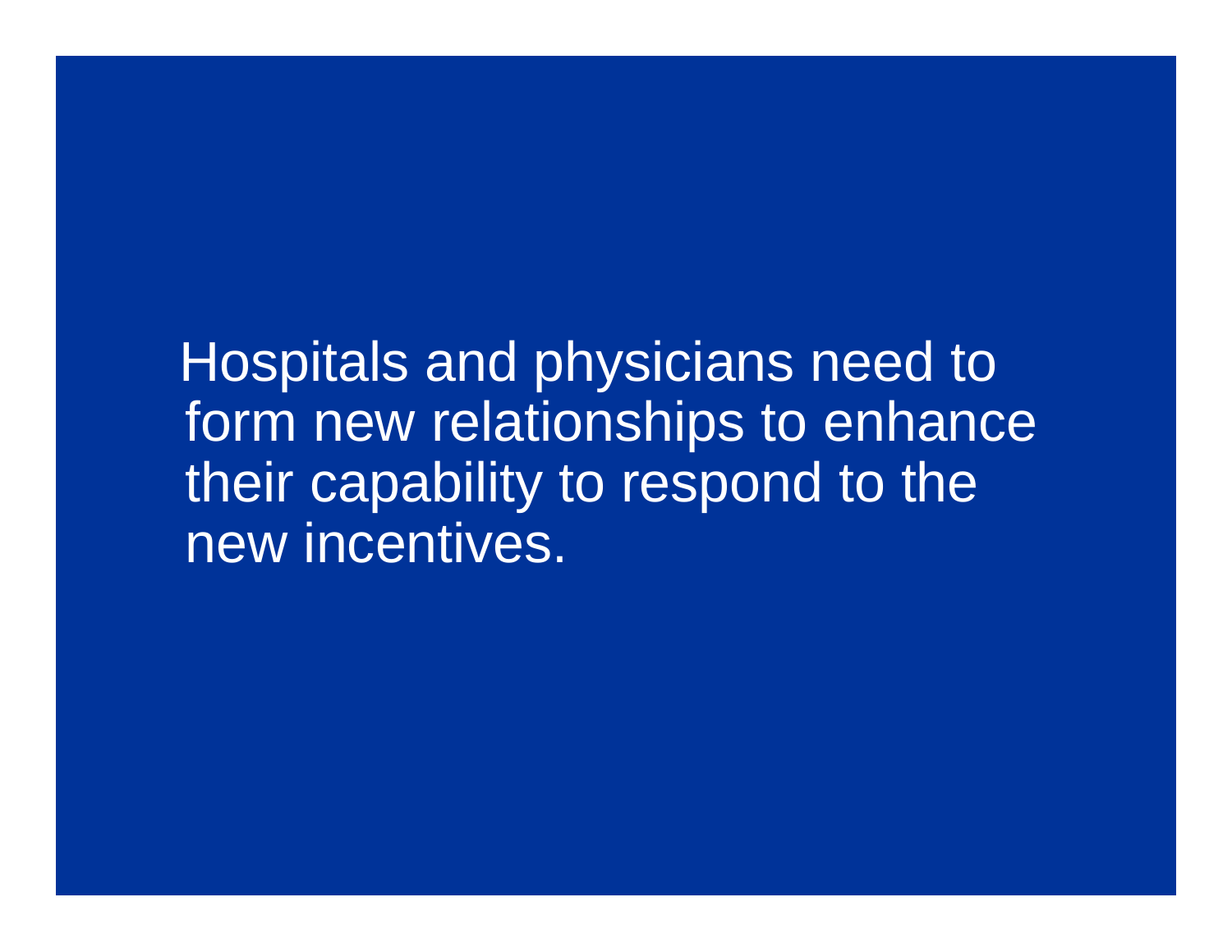Hospitals and physicians need to form new relationships to enhance their capability to respond to the new incentives.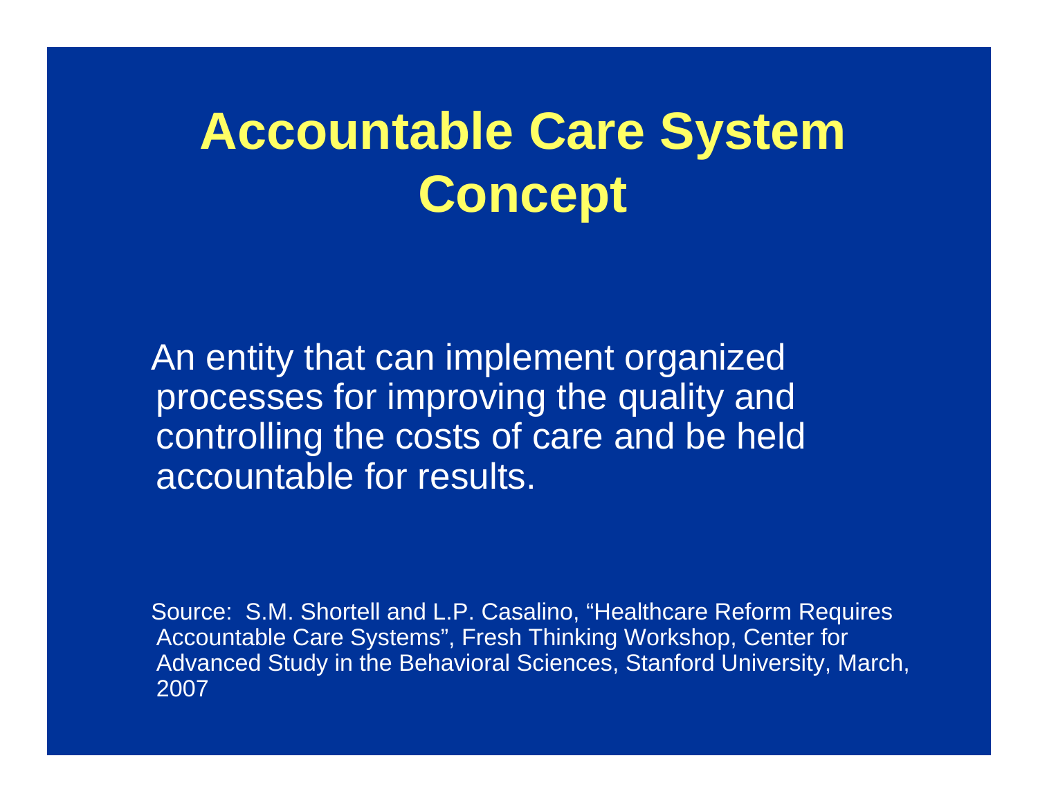# Accountable Care System Concept

An entity that can implement organized processes for improving the quality and controlling the costs of care and be held accountable for results.

Source: S.M. Shortell and L.P. Casalino, "Healthcare Reform Requires Accountable Care Systems", Fresh Thinking Workshop, Center for Advanced Study in the Behavioral Sciences, Stanford University, March, 2007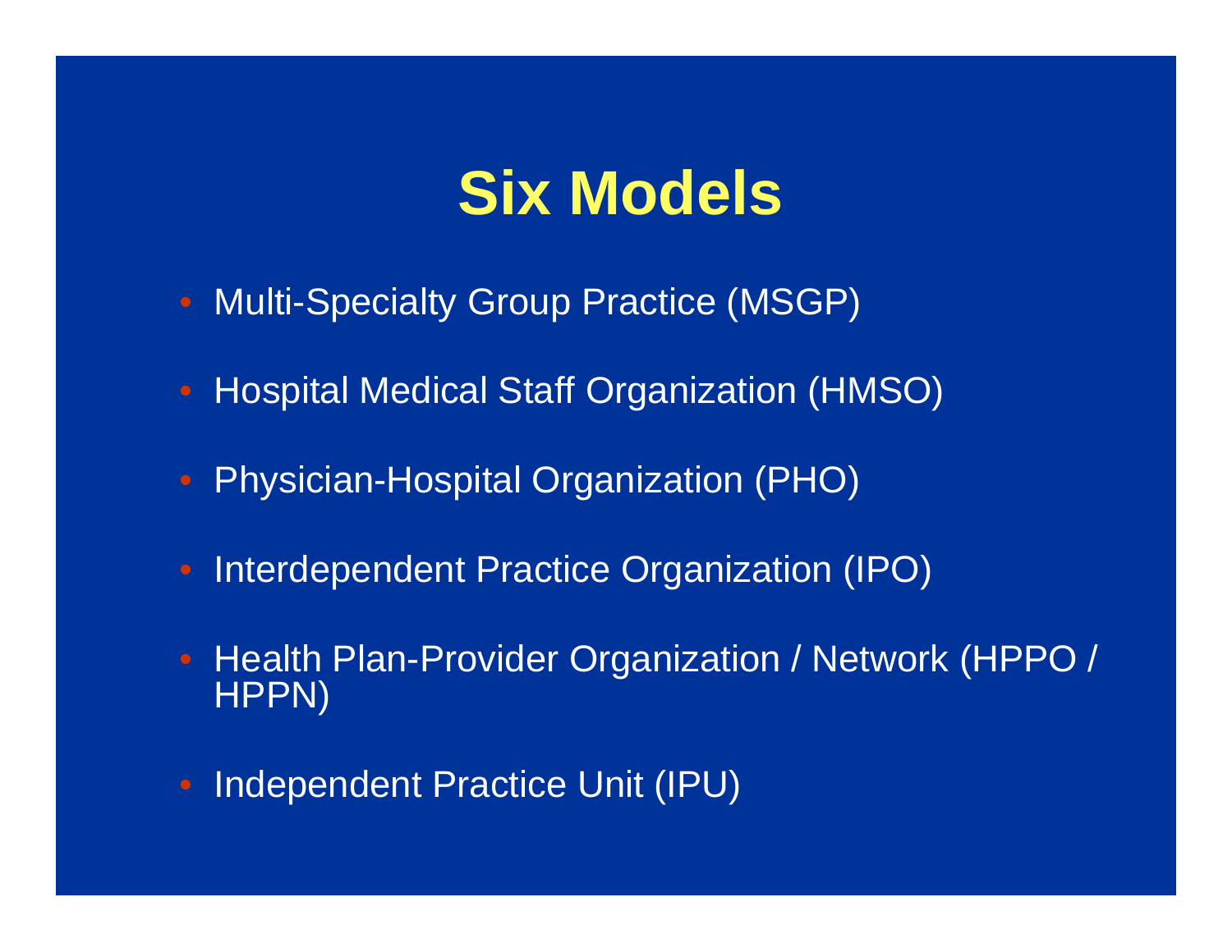# Six Models

- Multi-Specialty Group Practice (MSGP)
- Hospital Medical Staff Organization (HMSO)
- Physician-Hospital Organization (PHO)
- Interdependent Practice Organization (IPO)
- Health Plan-Provider Organization / Network (HPPO / HPPN)
- Independent Practice Unit (IPU)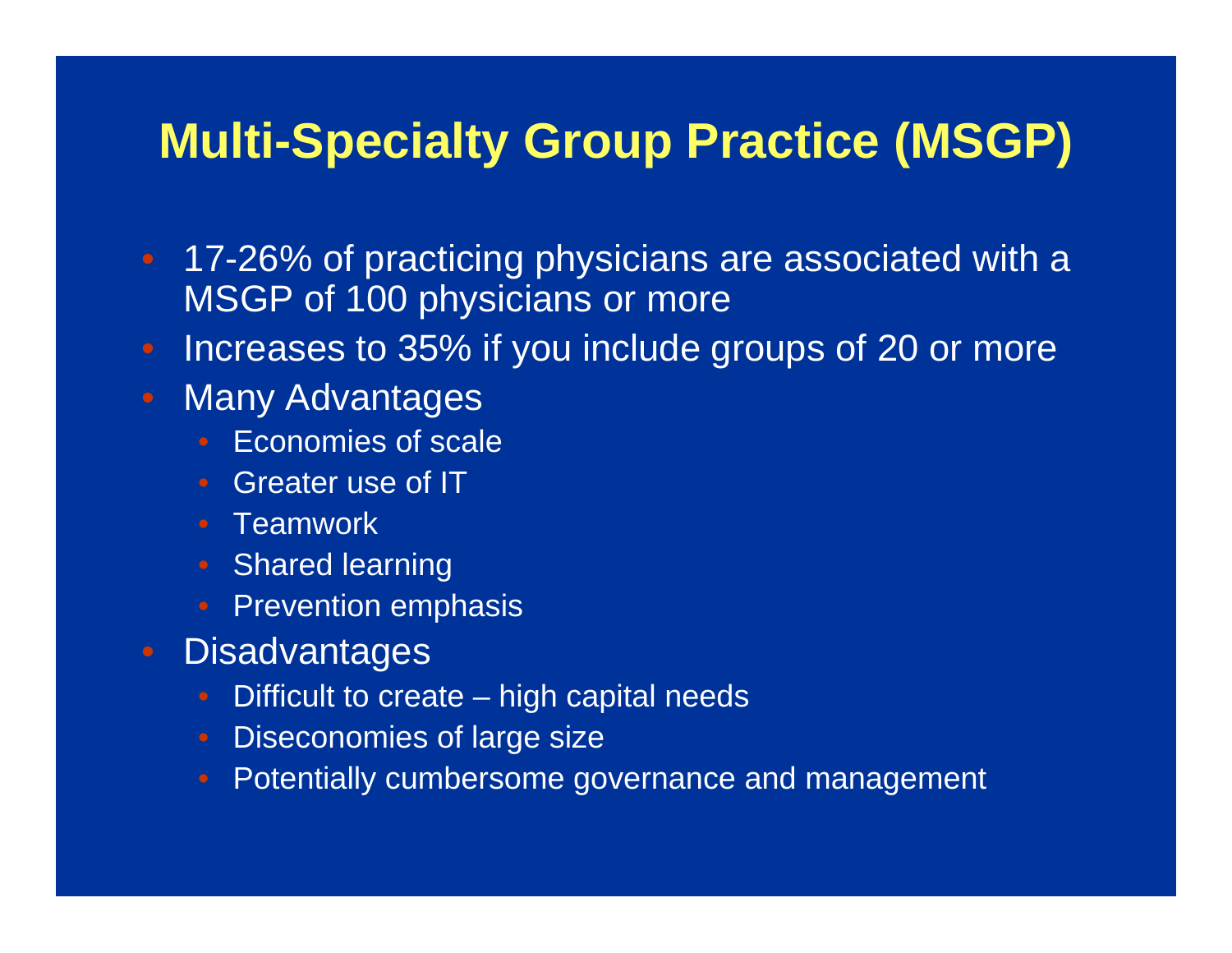# Multi-Specialty Group Practice (MSGP)

- 17-26% of practicing physicians are associated with a MSGP of 100 physicians or more
- Increases to 35% if you include groups of 20 or more
- Many Advantages
  - Economies of scale
  - Greater use of IT
  - Teamwork
  - Shared learning
  - Prevention emphasis
- Disadvantages
  - Difficult to create – high capital needs
  - Diseconomies of large size
  - Potentially cumbersome governance and management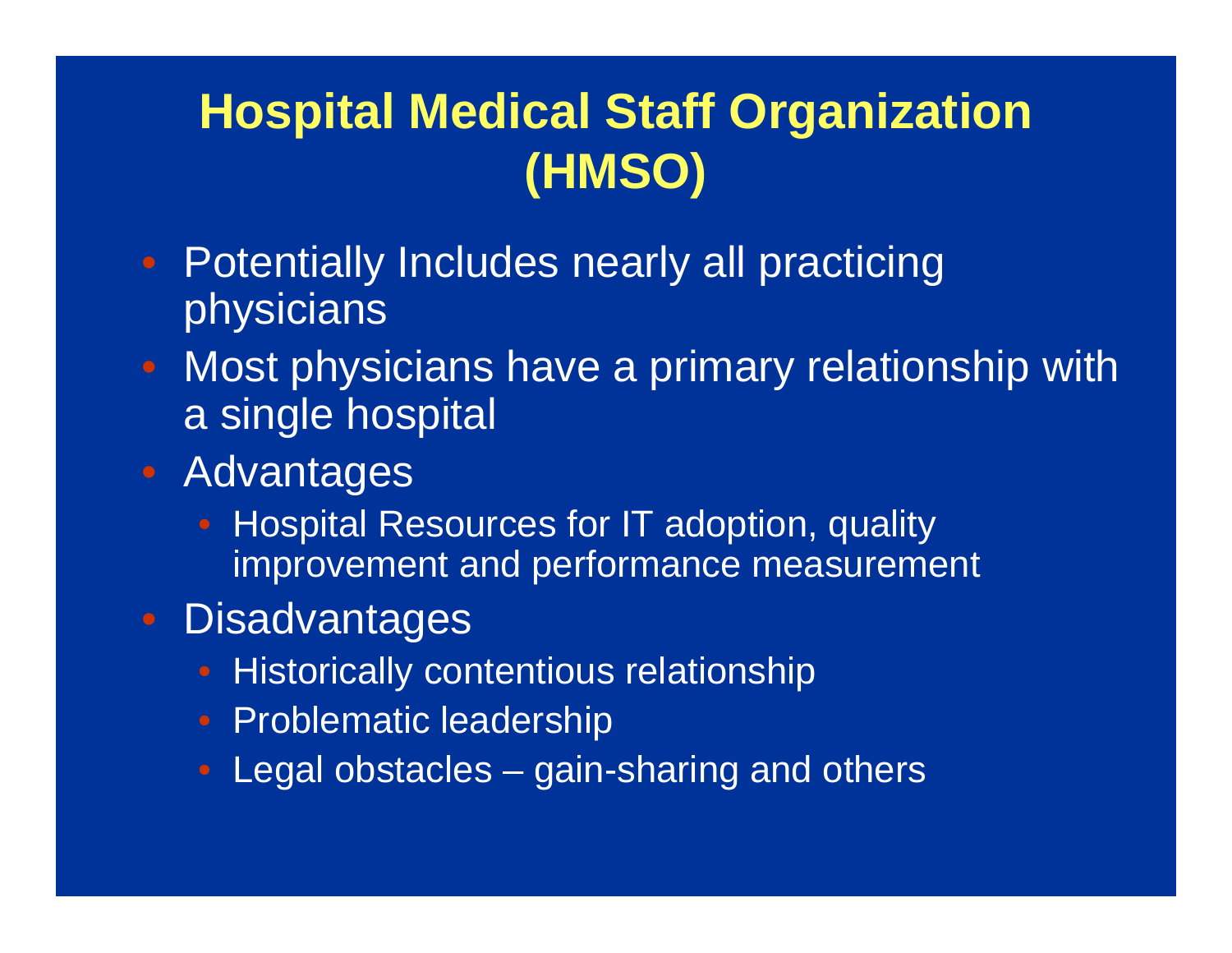# Hospital Medical Staff Organization (HMSO)

- Potentially Includes nearly all practicing physicians
- Most physicians have a primary relationship with a single hospital
- Advantages
  - Hospital Resources for IT adoption, quality improvement and performance measurement
- Disadvantages
  - Historically contentious relationship
  - Problematic leadership
  - Legal obstacles – gain-sharing and others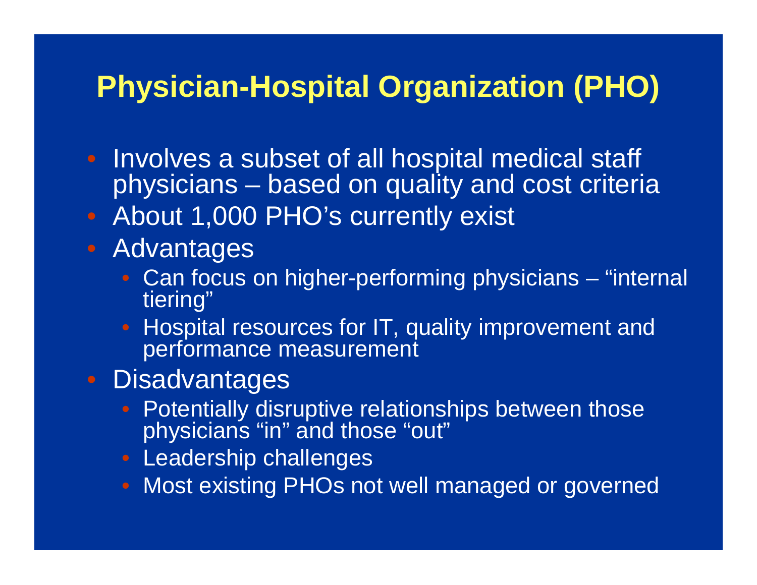# Physician-Hospital Organization (PHO)

- Involves a subset of all hospital medical staff physicians – based on quality and cost criteria
- About 1,000 PHO's currently exist
- Advantages
  - Can focus on higher-performing physicians – "internal tiering"
  - Hospital resources for IT, quality improvement and performance measurement
- Disadvantages
  - Potentially disruptive relationships between those physicians "in" and those "out"
  - Leadership challenges
  - Most existing PHOs not well managed or governed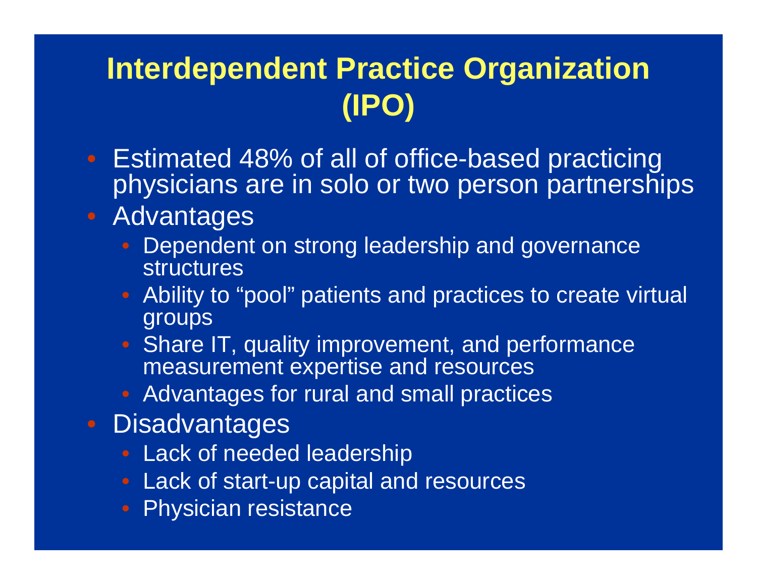# Interdependent Practice Organization (IPO)

- Estimated 48% of all of office-based practicing physicians are in solo or two person partnerships
- Advantages
  - Dependent on strong leadership and governance structures
  - Ability to “pool” patients and practices to create virtual groups
  - Share IT, quality improvement, and performance measurement expertise and resources
  - Advantages for rural and small practices
- Disadvantages
  - Lack of needed leadership
  - Lack of start-up capital and resources
  - Physician resistance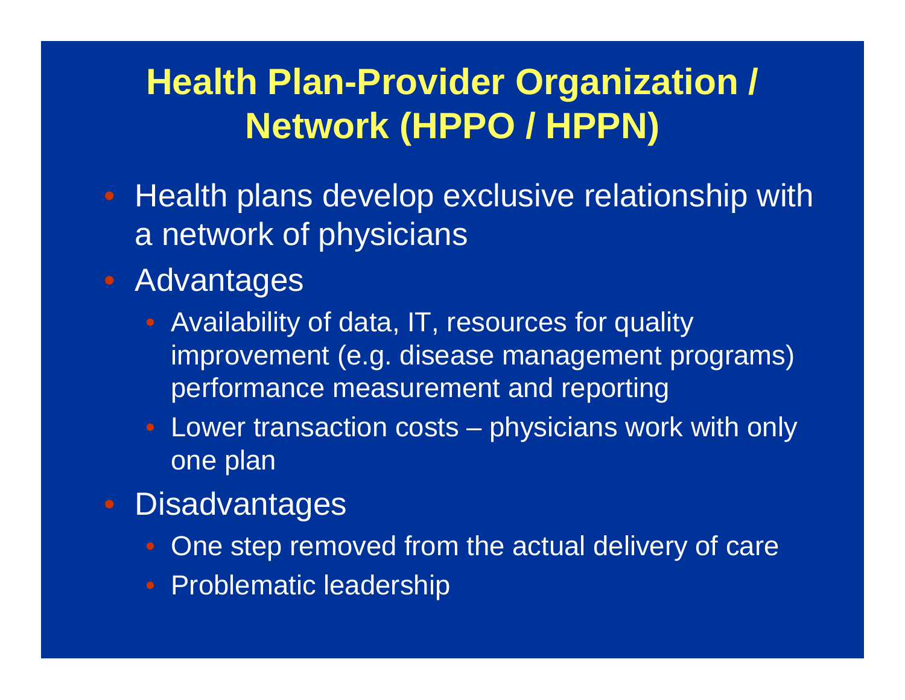# Health Plan-Provider Organization / Network (HPPO / HPPN)

- Health plans develop exclusive relationship with a network of physicians
- Advantages
  - Availability of data, IT, resources for quality improvement (e.g. disease management programs) performance measurement and reporting
  - Lower transaction costs – physicians work with only one plan
- Disadvantages
  - One step removed from the actual delivery of care
  - Problematic leadership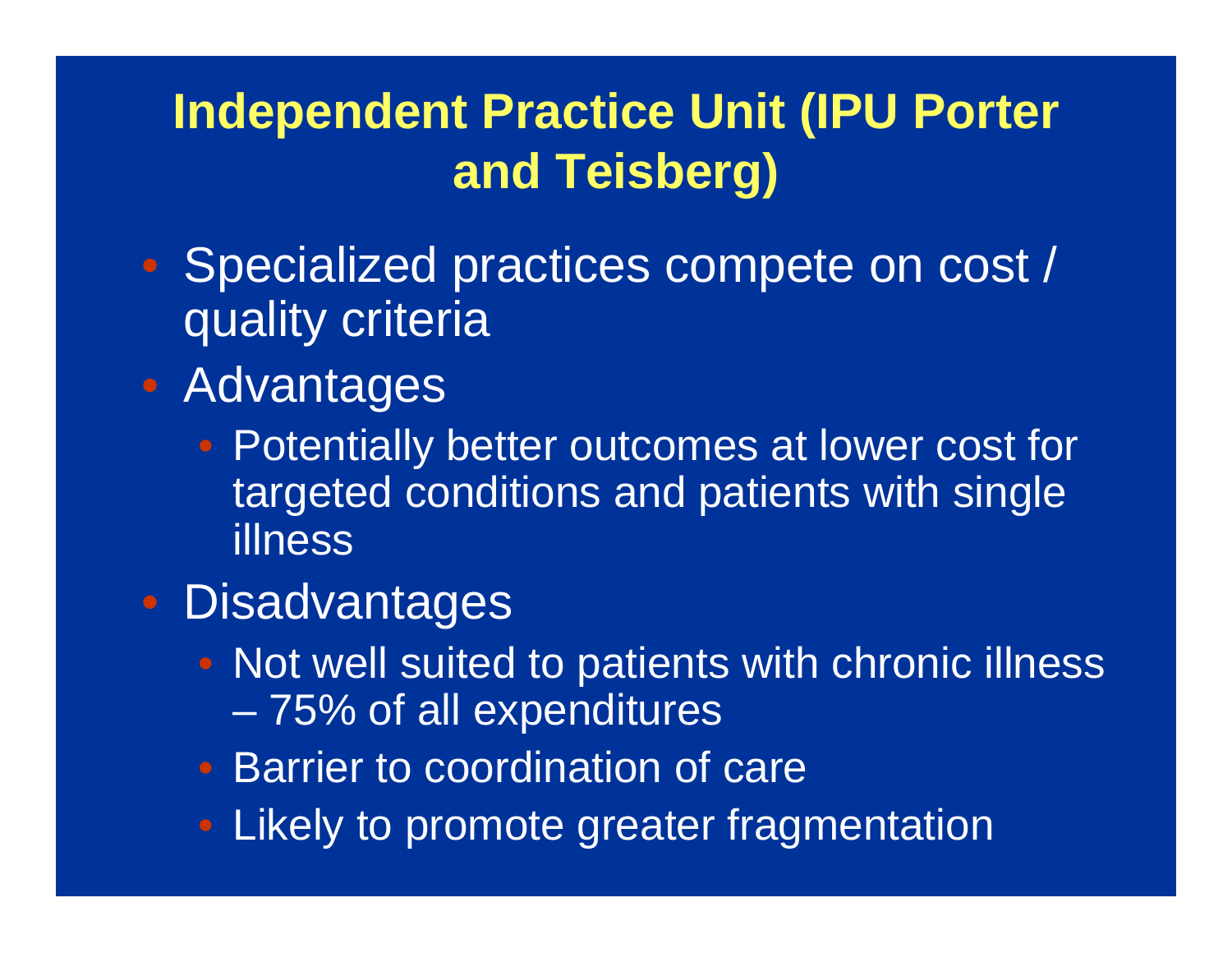# Independent Practice Unit (IPU Porter and Teisberg)

- Specialized practices compete on cost / quality criteria
- Advantages
  - Potentially better outcomes at lower cost for targeted conditions and patients with single illness
- Disadvantages
  - Not well suited to patients with chronic illness – 75% of all expenditures
  - Barrier to coordination of care
  - Likely to promote greater fragmentation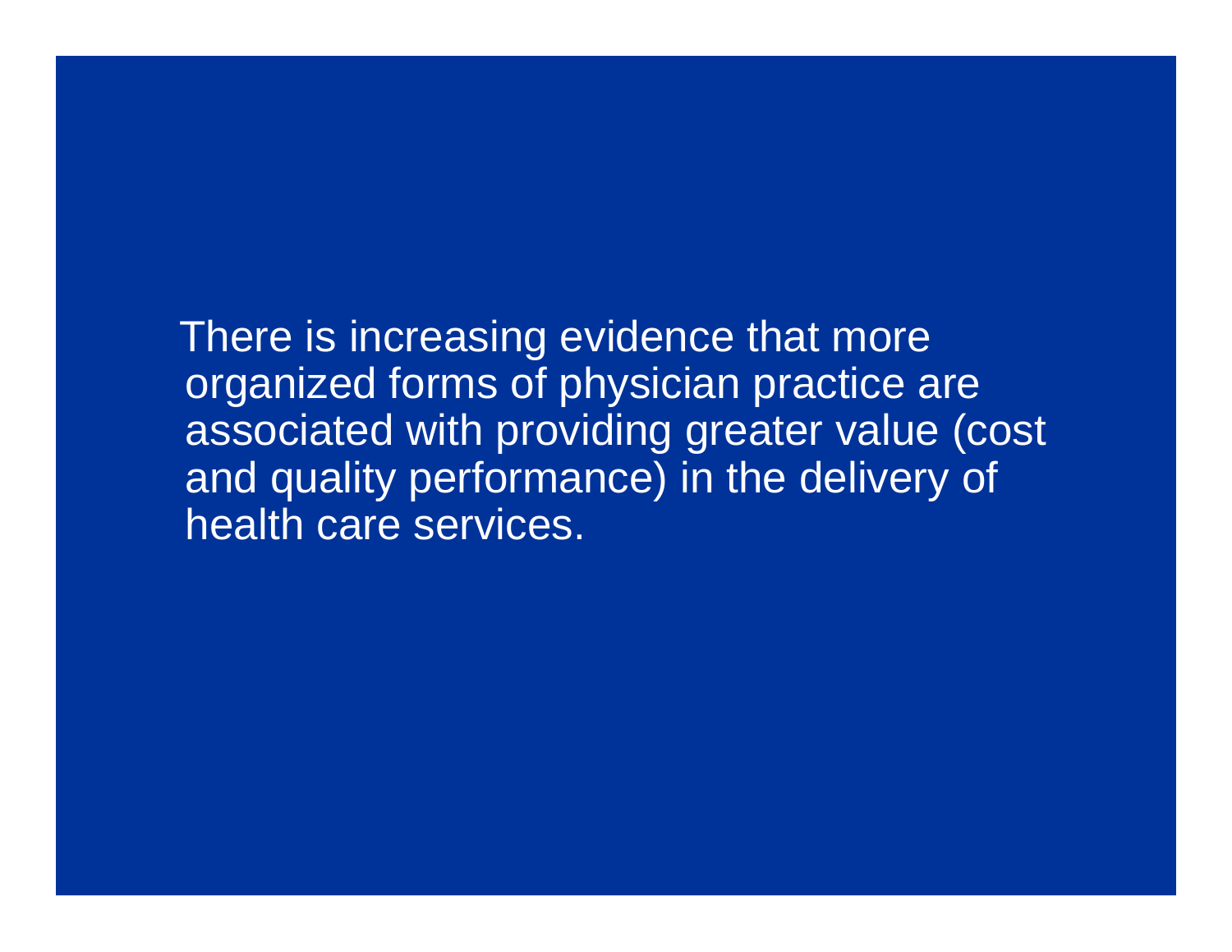There is increasing evidence that more organized forms of physician practice are associated with providing greater value (cost and quality performance) in the delivery of health care services.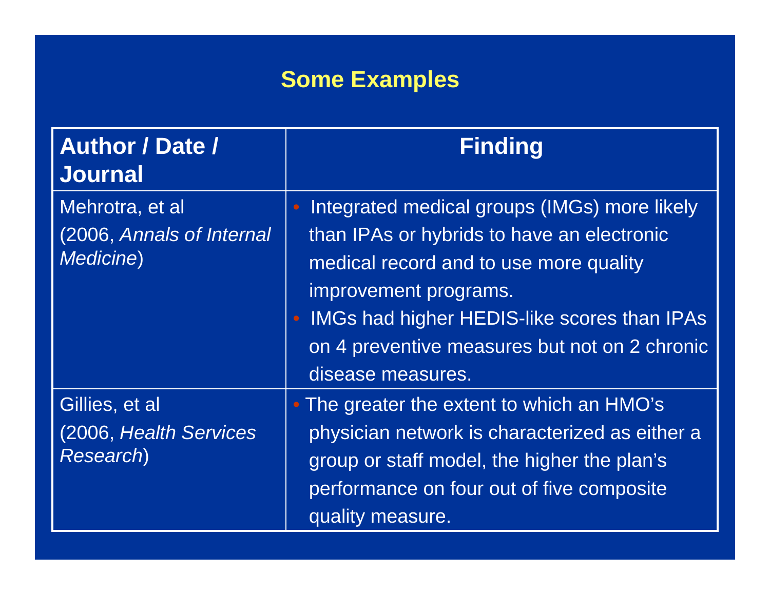## Some Examples

| Author / Date / Journal | Finding |
|---|---|
| Mehrotra, et al (2006, *Annals of Internal Medicine*) | • Integrated medical groups (IMGs) more likely than IPAs or hybrids to have an electronic medical record and to use more quality improvement programs. • IMGs had higher HEDIS-like scores than IPAs on 4 preventive measures but not on 2 chronic disease measures. |
| Gillies, et al (2006, *Health Services Research*) | • The greater the extent to which an HMO's physician network is characterized as either a group or staff model, the higher the plan's performance on four out of five composite quality measure. |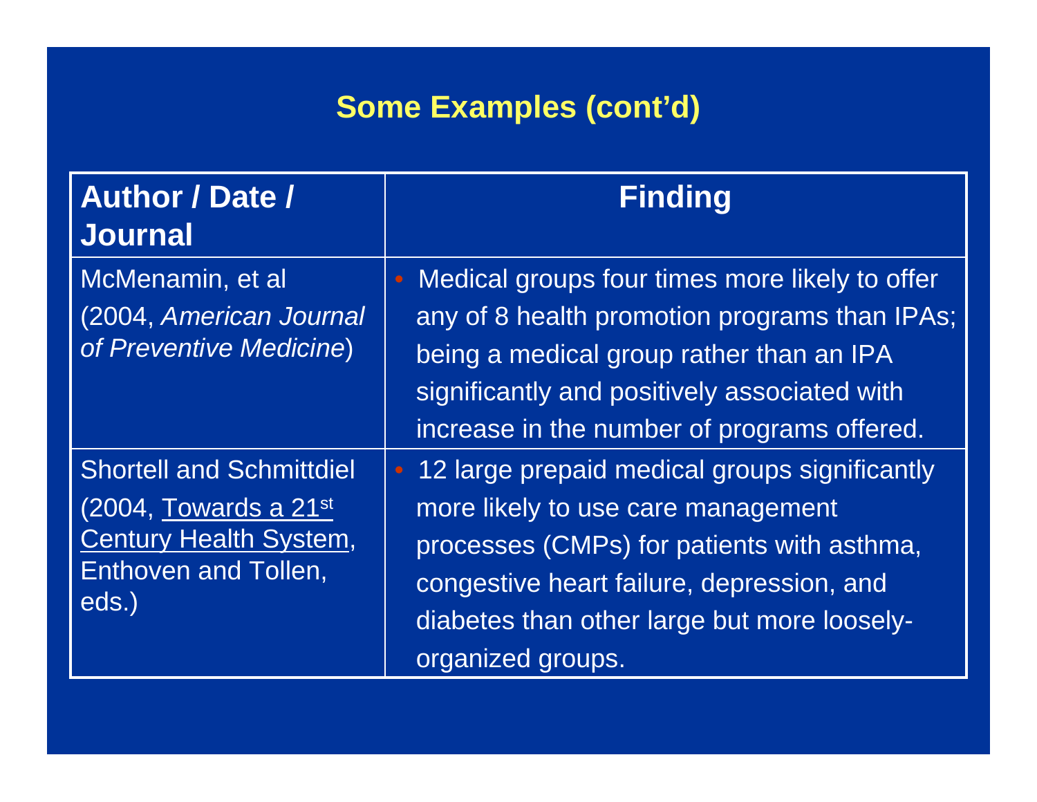# Some Examples (cont'd)

| Author / Date / Journal | Finding |
|---|---|
| McMenamin, et al (2004, *American Journal of Preventive Medicine*) | • Medical groups four times more likely to offer any of 8 health promotion programs than IPAs; being a medical group rather than an IPA significantly and positively associated with increase in the number of programs offered. |
| Shortell and Schmittdiel (2004, Towards a 21st Century Health System, Enthoven and Tollen, eds.) | • 12 large prepaid medical groups significantly more likely to use care management processes (CMPs) for patients with asthma, congestive heart failure, depression, and diabetes than other large but more loosely-organized groups. |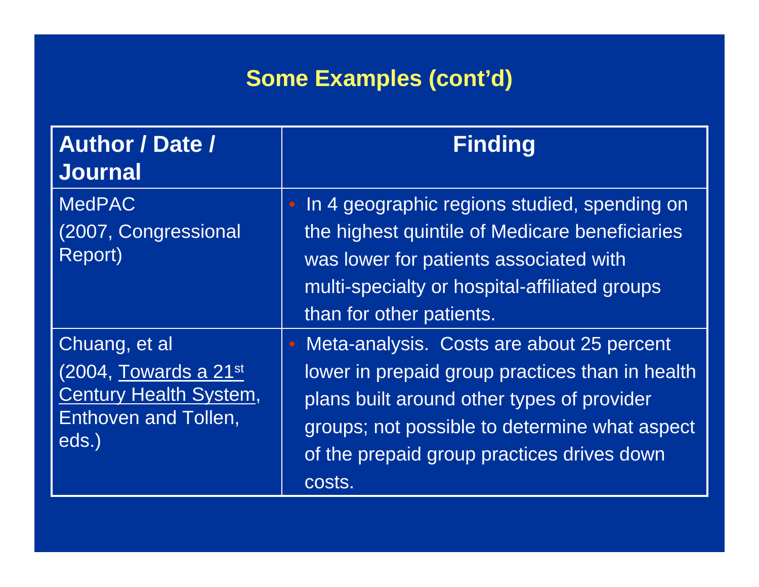## Some Examples (cont'd)

| Author / Date / Journal | Finding |
| --- | --- |
| MedPAC (2007, Congressional Report) | • In 4 geographic regions studied, spending on the highest quintile of Medicare beneficiaries was lower for patients associated with multi-specialty or hospital-affiliated groups than for other patients. |
| Chuang, et al (2004, Towards a 21st Century Health System, Enthoven and Tollen, eds.) | • Meta-analysis. Costs are about 25 percent lower in prepaid group practices than in health plans built around other types of provider groups; not possible to determine what aspect of the prepaid group practices drives down costs. |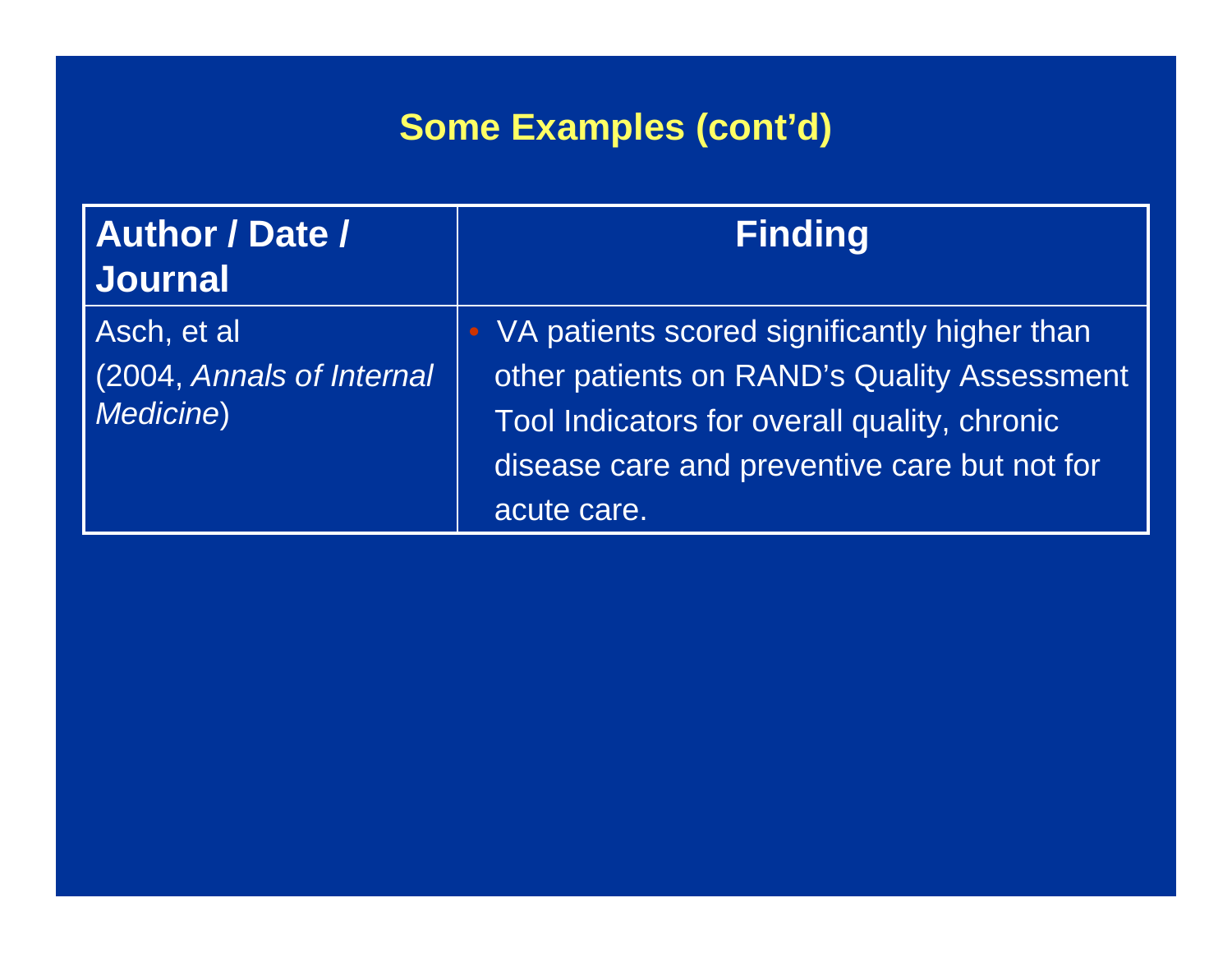## Some Examples (cont'd)

| Author / Date / Journal | Finding |
|---|---|
| Asch, et al (2004, *Annals of Internal Medicine*) | • VA patients scored significantly higher than other patients on RAND's Quality Assessment Tool Indicators for overall quality, chronic disease care and preventive care but not for acute care. |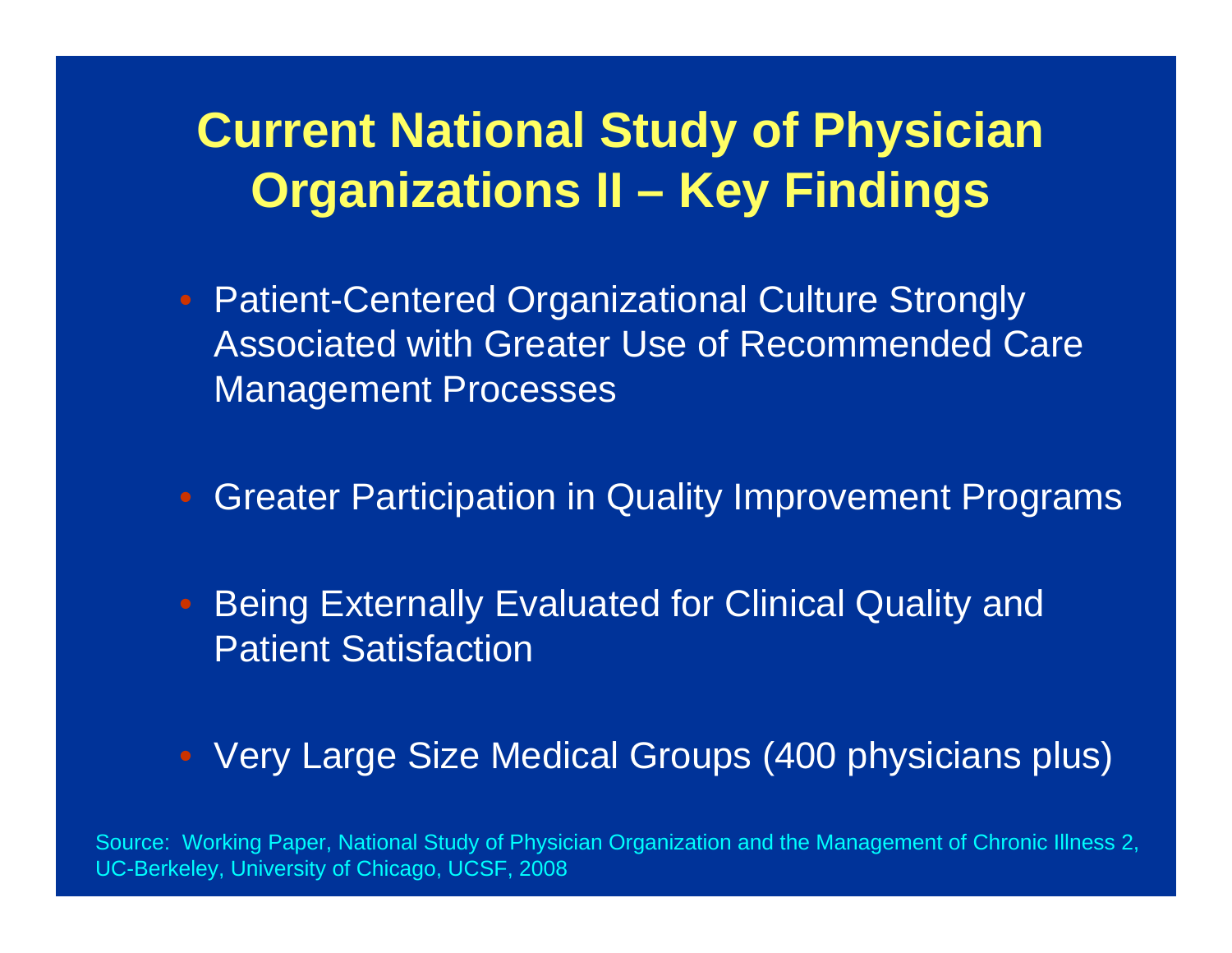# Current National Study of Physician Organizations II – Key Findings

- Patient-Centered Organizational Culture Strongly Associated with Greater Use of Recommended Care Management Processes
- Greater Participation in Quality Improvement Programs
- Being Externally Evaluated for Clinical Quality and Patient Satisfaction
- Very Large Size Medical Groups (400 physicians plus)

Source: Working Paper, National Study of Physician Organization and the Management of Chronic Illness 2, UC-Berkeley, University of Chicago, UCSF, 2008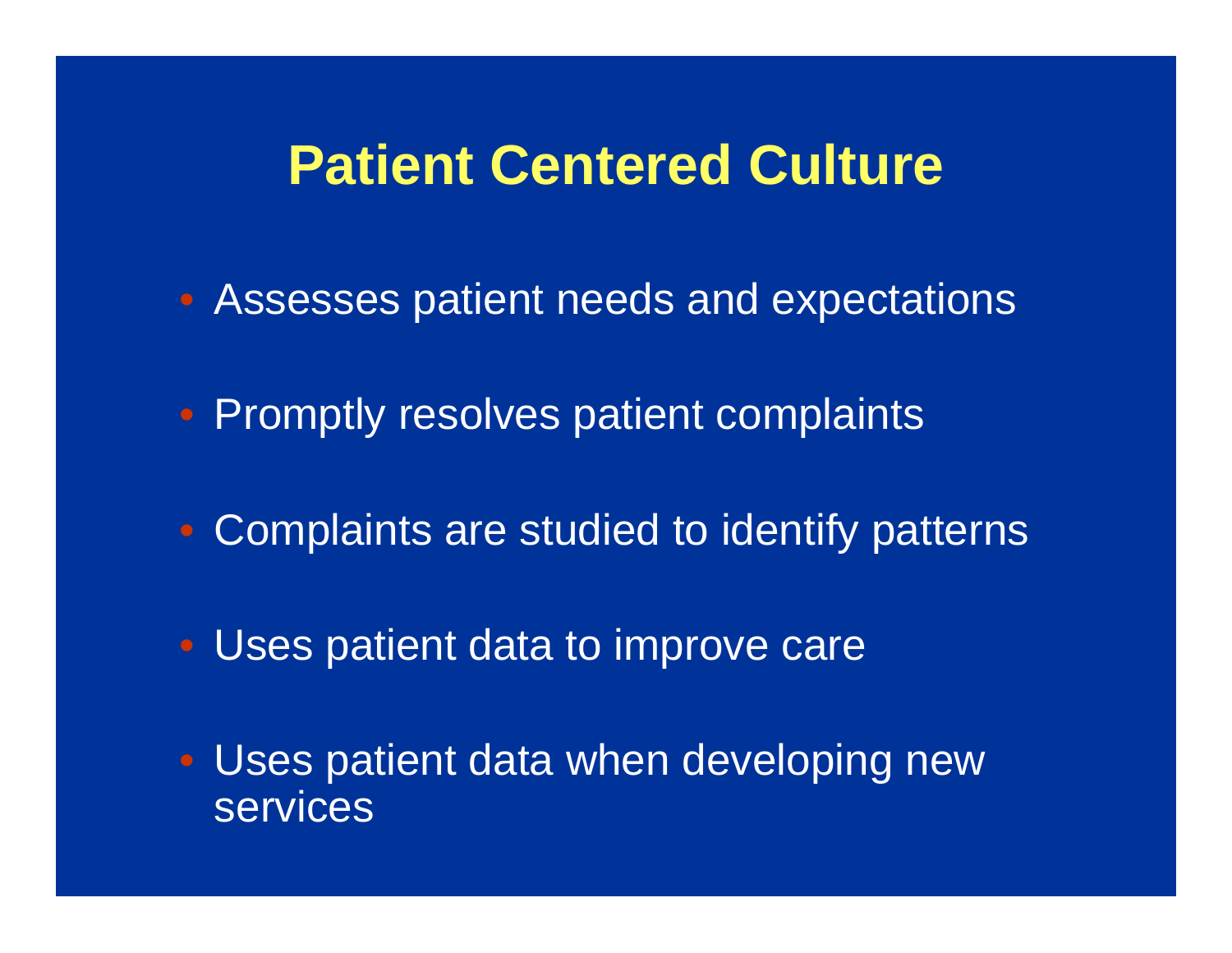# Patient Centered Culture

- Assesses patient needs and expectations
- Promptly resolves patient complaints
- Complaints are studied to identify patterns
- Uses patient data to improve care
- Uses patient data when developing new services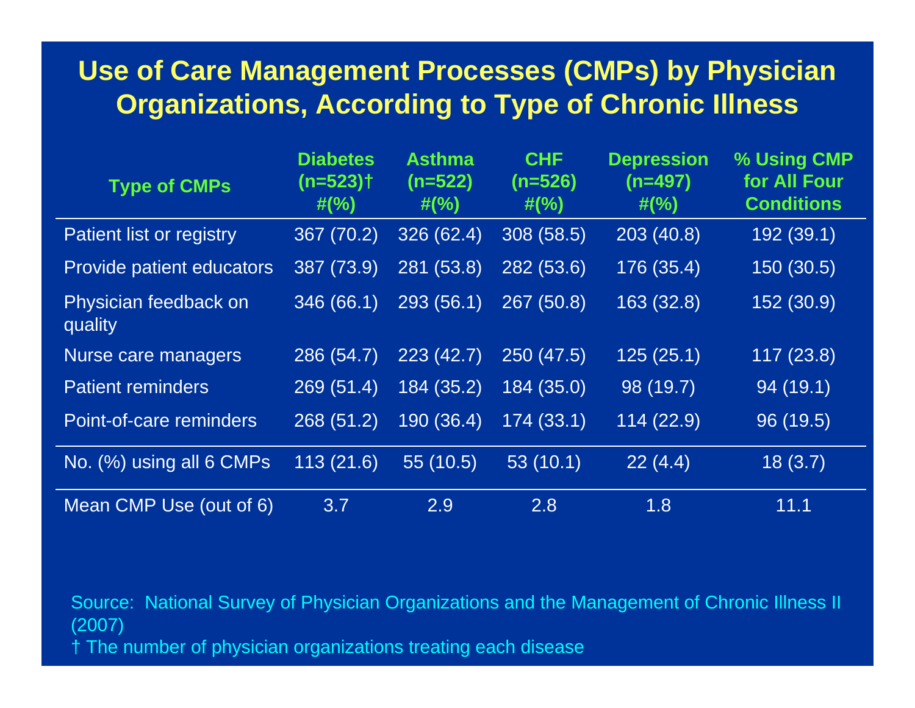# Use of Care Management Processes (CMPs) by Physician Organizations, According to Type of Chronic Illness

| Type of CMPs | Diabetes (n=523)† #(%) | Asthma (n=522) #(%) | CHF (n=526) #(%) | Depression (n=497) #(%) | % Using CMP for All Four Conditions |
|---|---|---|---|---|---|
| Patient list or registry | 367 (70.2) | 326 (62.4) | 308 (58.5) | 203 (40.8) | 192 (39.1) |
| Provide patient educators | 387 (73.9) | 281 (53.8) | 282 (53.6) | 176 (35.4) | 150 (30.5) |
| Physician feedback on quality | 346 (66.1) | 293 (56.1) | 267 (50.8) | 163 (32.8) | 152 (30.9) |
| Nurse care managers | 286 (54.7) | 223 (42.7) | 250 (47.5) | 125 (25.1) | 117 (23.8) |
| Patient reminders | 269 (51.4) | 184 (35.2) | 184 (35.0) | 98 (19.7) | 94 (19.1) |
| Point-of-care reminders | 268 (51.2) | 190 (36.4) | 174 (33.1) | 114 (22.9) | 96 (19.5) |
| No. (%) using all 6 CMPs | 113 (21.6) | 55 (10.5) | 53 (10.1) | 22 (4.4) | 18 (3.7) |
| Mean CMP Use (out of 6) | 3.7 | 2.9 | 2.8 | 1.8 | 11.1 |

Source: National Survey of Physician Organizations and the Management of Chronic Illness II (2007)

† The number of physician organizations treating each disease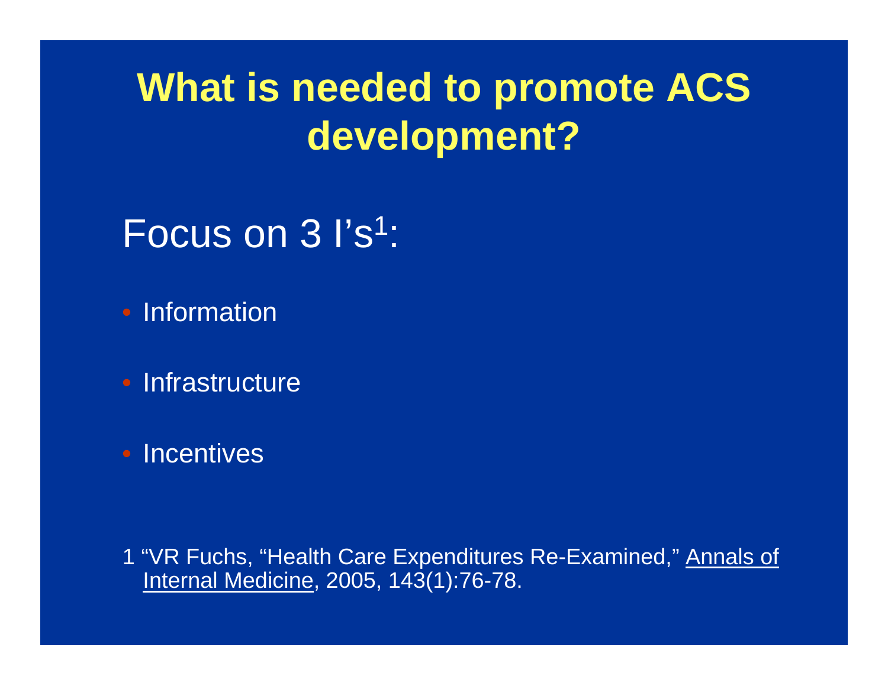# What is needed to promote ACS development?

Focus on 3 I's[1]:

- Information
- Infrastructure
- Incentives

1 "VR Fuchs, "Health Care Expenditures Re-Examined," Annals of Internal Medicine, 2005, 143(1):76-78.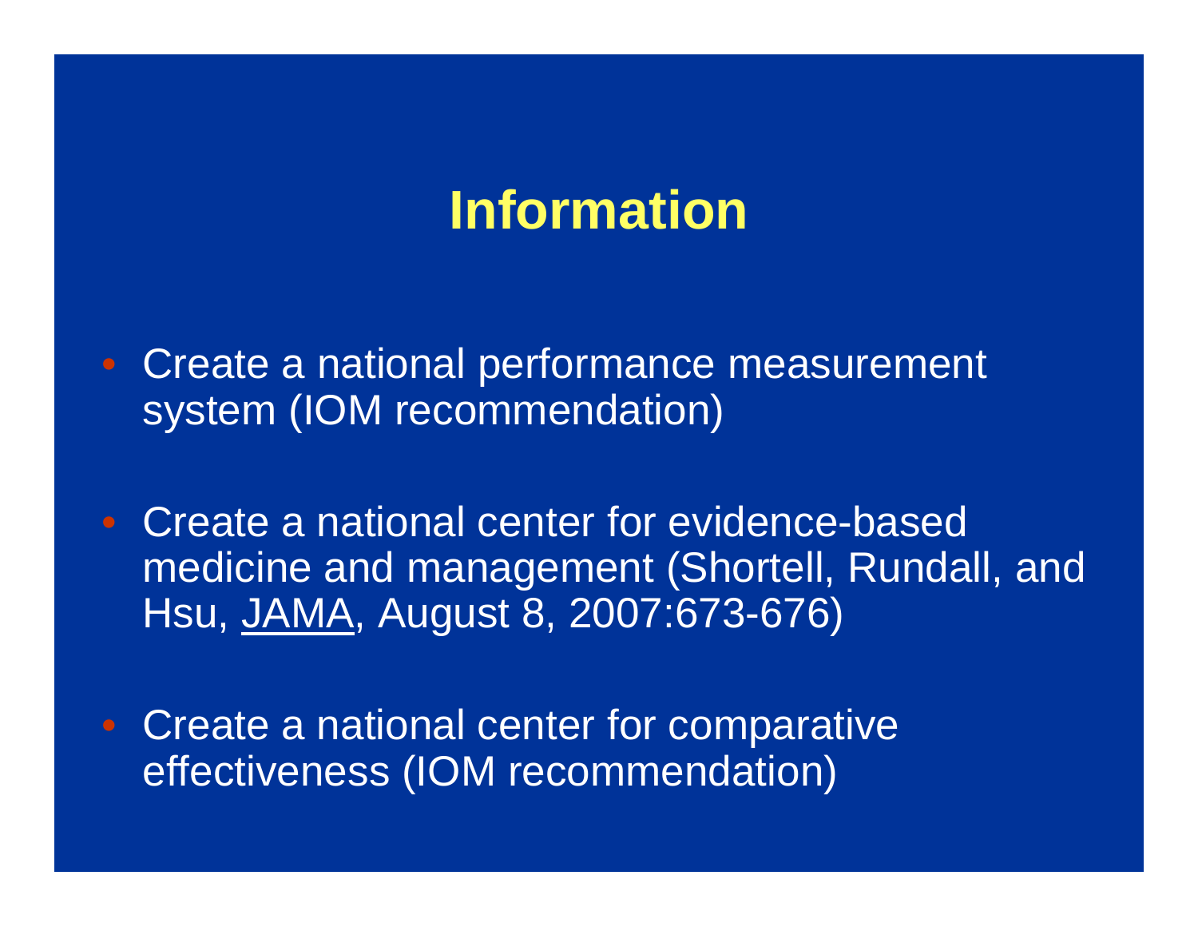# Information

- Create a national performance measurement system (IOM recommendation)
- Create a national center for evidence-based medicine and management (Shortell, Rundall, and Hsu, JAMA, August 8, 2007:673-676)
- Create a national center for comparative effectiveness (IOM recommendation)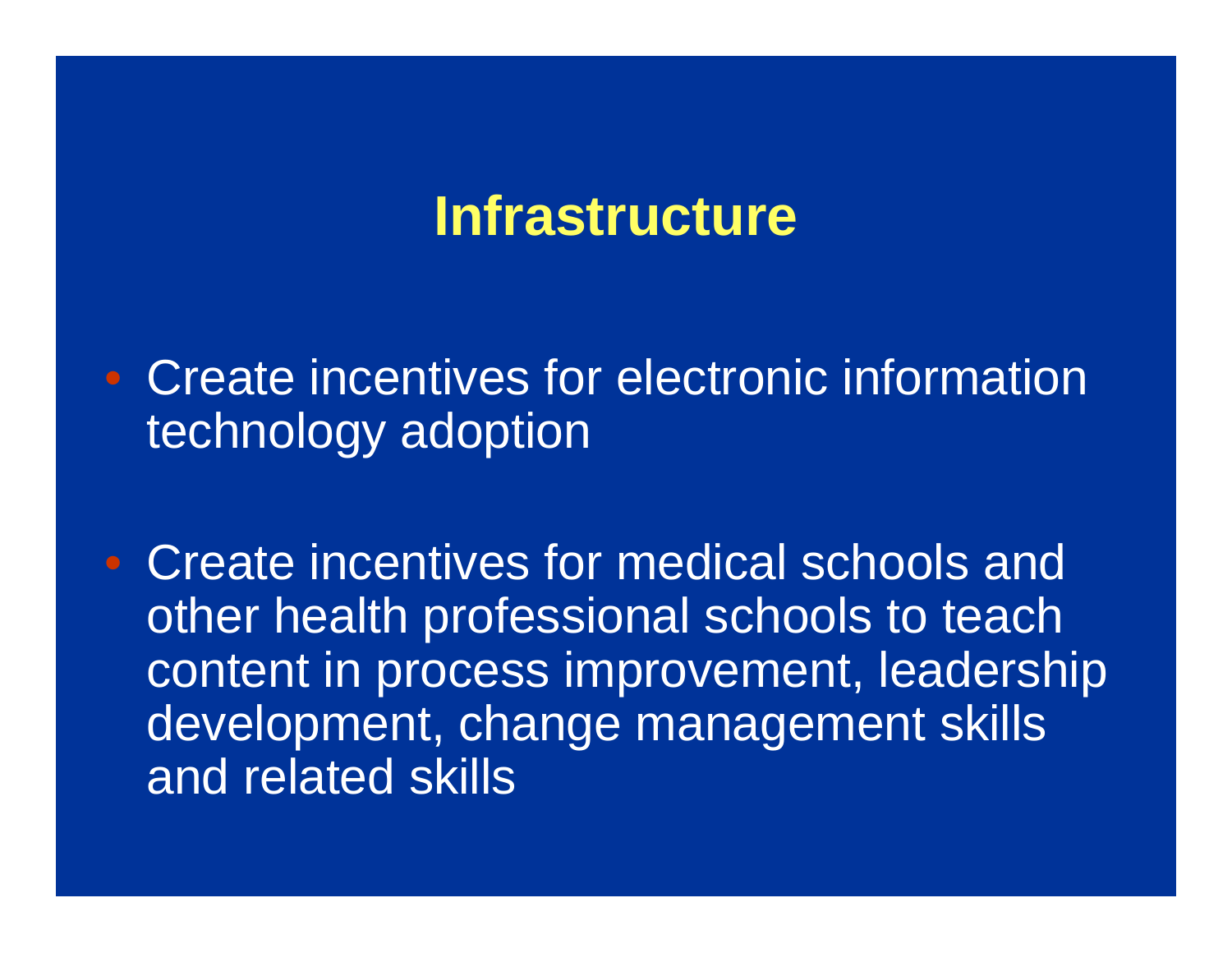# Infrastructure

- Create incentives for electronic information technology adoption
- Create incentives for medical schools and other health professional schools to teach content in process improvement, leadership development, change management skills and related skills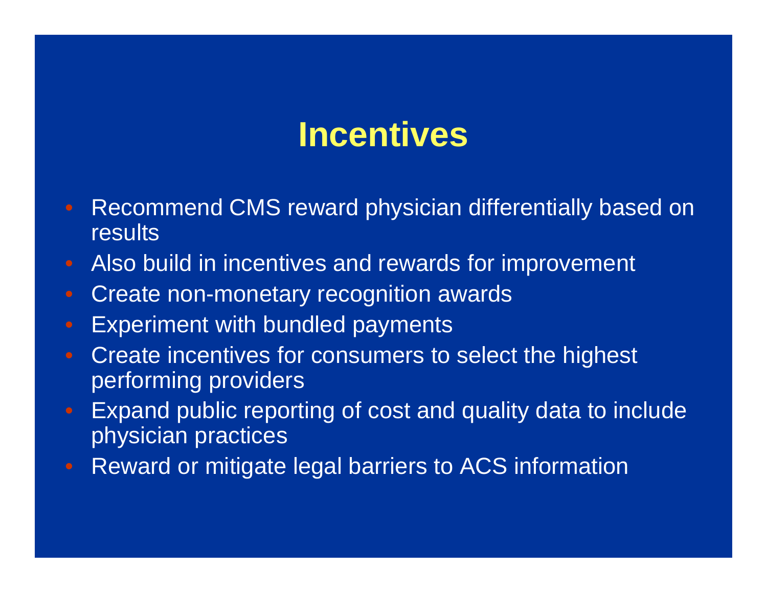# Incentives

- Recommend CMS reward physician differentially based on results
- Also build in incentives and rewards for improvement
- Create non-monetary recognition awards
- Experiment with bundled payments
- Create incentives for consumers to select the highest performing providers
- Expand public reporting of cost and quality data to include physician practices
- Reward or mitigate legal barriers to ACS information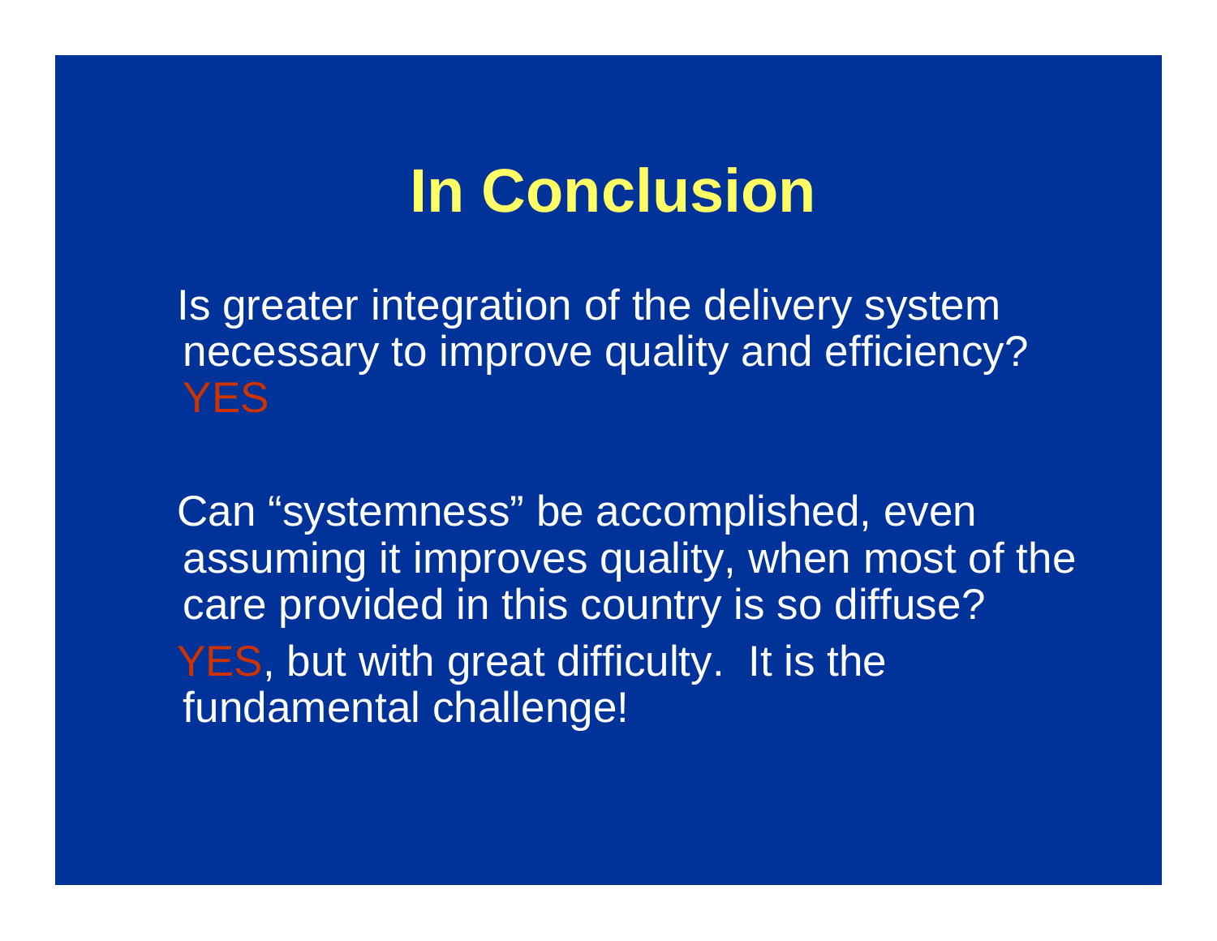# In Conclusion

Is greater integration of the delivery system necessary to improve quality and efficiency? YES

Can "systemness" be accomplished, even assuming it improves quality, when most of the care provided in this country is so diffuse?

YES, but with great difficulty. It is the fundamental challenge!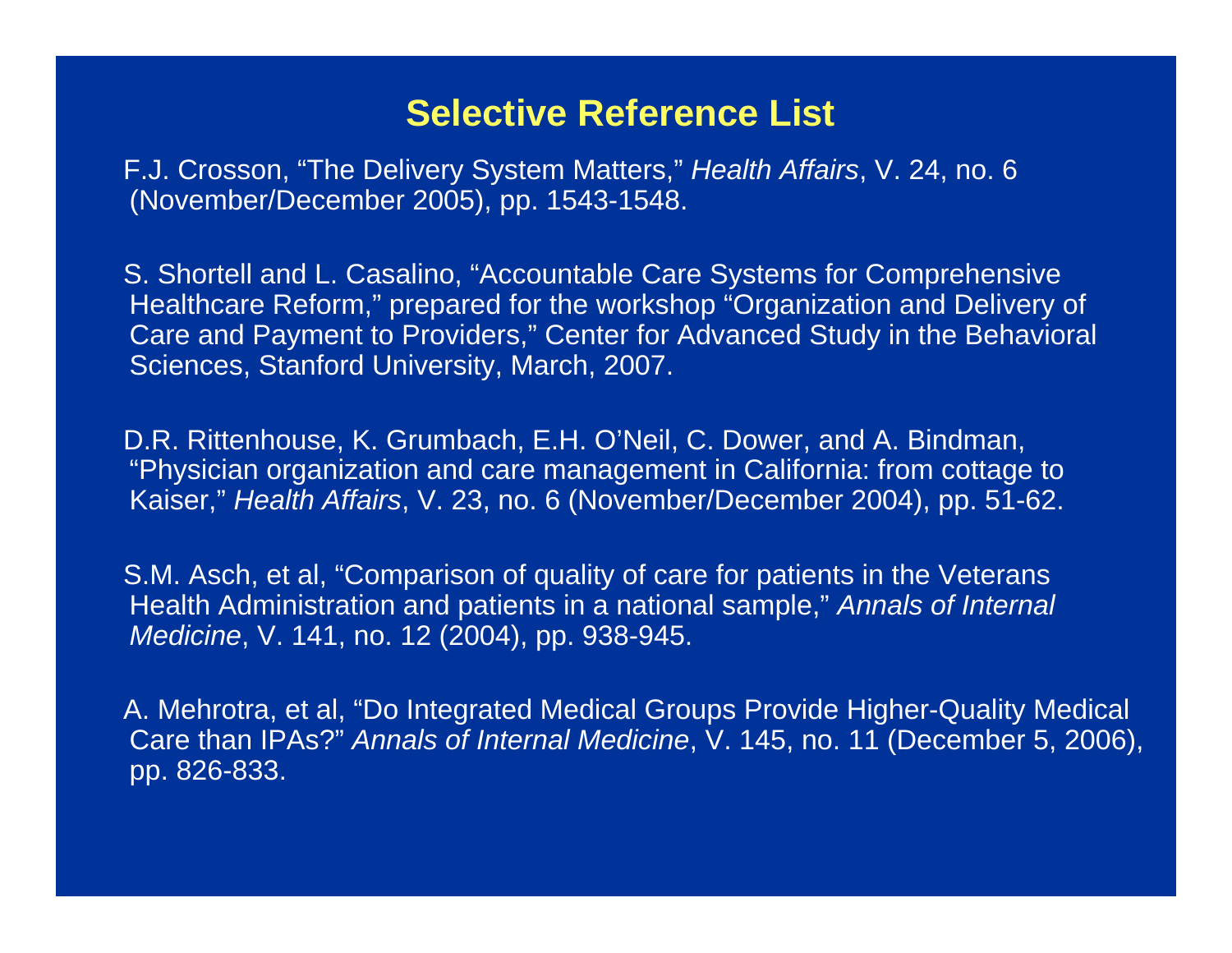# Selective Reference List

F.J. Crosson, "The Delivery System Matters," *Health Affairs*, V. 24, no. 6 (November/December 2005), pp. 1543-1548.

S. Shortell and L. Casalino, "Accountable Care Systems for Comprehensive Healthcare Reform," prepared for the workshop "Organization and Delivery of Care and Payment to Providers," Center for Advanced Study in the Behavioral Sciences, Stanford University, March, 2007.

D.R. Rittenhouse, K. Grumbach, E.H. O'Neil, C. Dower, and A. Bindman, "Physician organization and care management in California: from cottage to Kaiser," *Health Affairs*, V. 23, no. 6 (November/December 2004), pp. 51-62.

S.M. Asch, et al, "Comparison of quality of care for patients in the Veterans Health Administration and patients in a national sample," *Annals of Internal Medicine*, V. 141, no. 12 (2004), pp. 938-945.

A. Mehrotra, et al, "Do Integrated Medical Groups Provide Higher-Quality Medical Care than IPAs?" *Annals of Internal Medicine*, V. 145, no. 11 (December 5, 2006), pp. 826-833.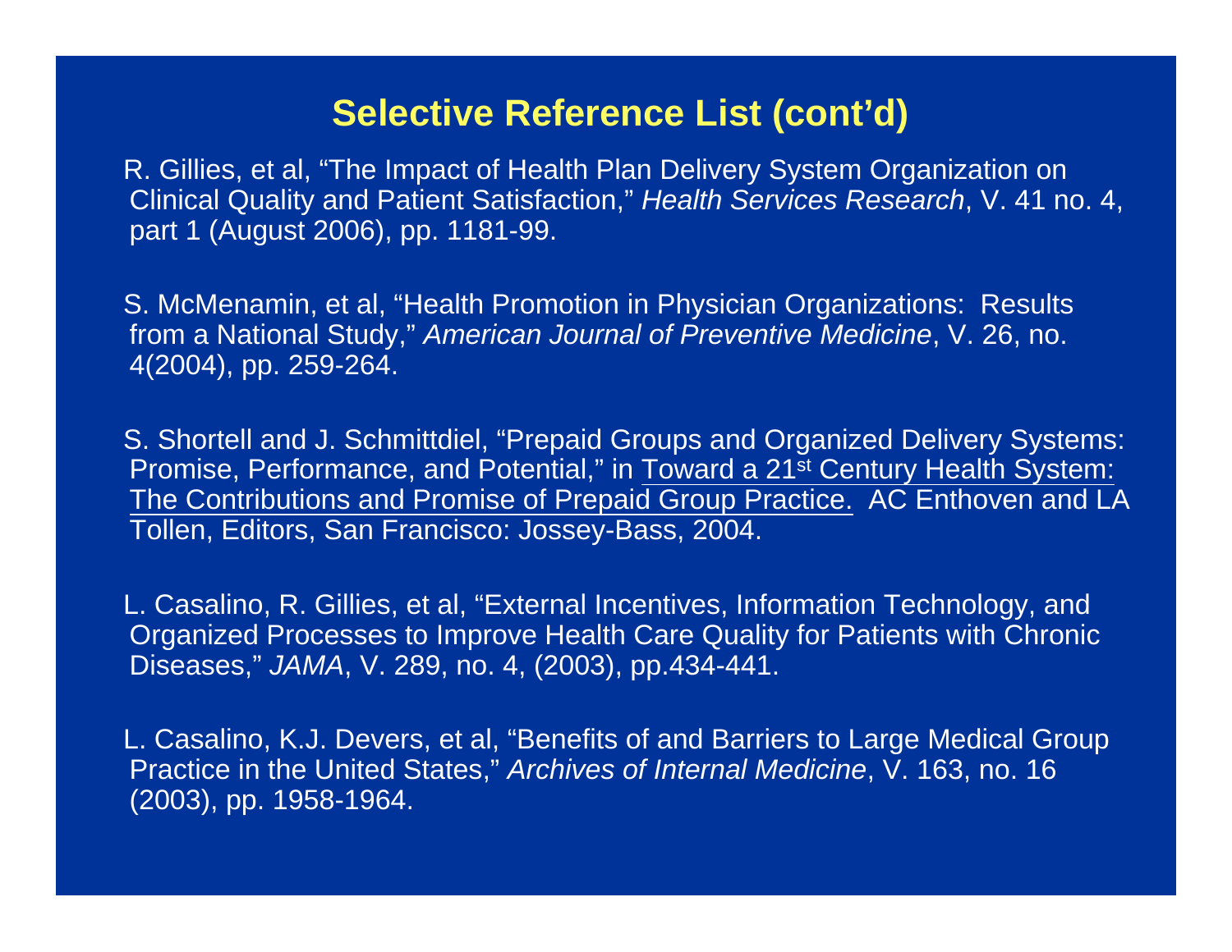# Selective Reference List (cont'd)

R. Gillies, et al, "The Impact of Health Plan Delivery System Organization on Clinical Quality and Patient Satisfaction," *Health Services Research*, V. 41 no. 4, part 1 (August 2006), pp. 1181-99.

S. McMenamin, et al, "Health Promotion in Physician Organizations: Results from a National Study," *American Journal of Preventive Medicine*, V. 26, no. 4(2004), pp. 259-264.

S. Shortell and J. Schmittdiel, "Prepaid Groups and Organized Delivery Systems: Promise, Performance, and Potential," in <u>Toward a 21st Century Health System: The Contributions and Promise of Prepaid Group Practice.</u> AC Enthoven and LA Tollen, Editors, San Francisco: Jossey-Bass, 2004.

L. Casalino, R. Gillies, et al, "External Incentives, Information Technology, and Organized Processes to Improve Health Care Quality for Patients with Chronic Diseases," *JAMA*, V. 289, no. 4, (2003), pp.434-441.

L. Casalino, K.J. Devers, et al, "Benefits of and Barriers to Large Medical Group Practice in the United States," *Archives of Internal Medicine*, V. 163, no. 16 (2003), pp. 1958-1964.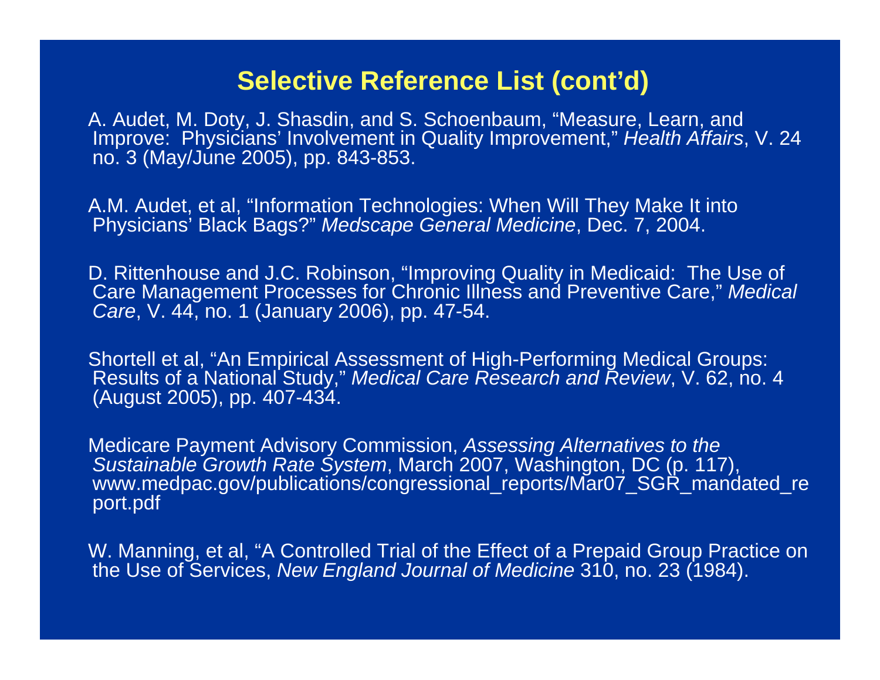# Selective Reference List (cont'd)

A. Audet, M. Doty, J. Shasdin, and S. Schoenbaum, "Measure, Learn, and Improve: Physicians' Involvement in Quality Improvement," *Health Affairs*, V. 24 no. 3 (May/June 2005), pp. 843-853.

A.M. Audet, et al, "Information Technologies: When Will They Make It into Physicians' Black Bags?" *Medscape General Medicine*, Dec. 7, 2004.

D. Rittenhouse and J.C. Robinson, "Improving Quality in Medicaid: The Use of Care Management Processes for Chronic Illness and Preventive Care," *Medical Care*, V. 44, no. 1 (January 2006), pp. 47-54.

Shortell et al, "An Empirical Assessment of High-Performing Medical Groups: Results of a National Study," *Medical Care Research and Review*, V. 62, no. 4 (August 2005), pp. 407-434.

Medicare Payment Advisory Commission, *Assessing Alternatives to the Sustainable Growth Rate System*, March 2007, Washington, DC (p. 117), www.medpac.gov/publications/congressional_reports/Mar07_SGR_mandated_report.pdf

W. Manning, et al, "A Controlled Trial of the Effect of a Prepaid Group Practice on the Use of Services, *New England Journal of Medicine* 310, no. 23 (1984).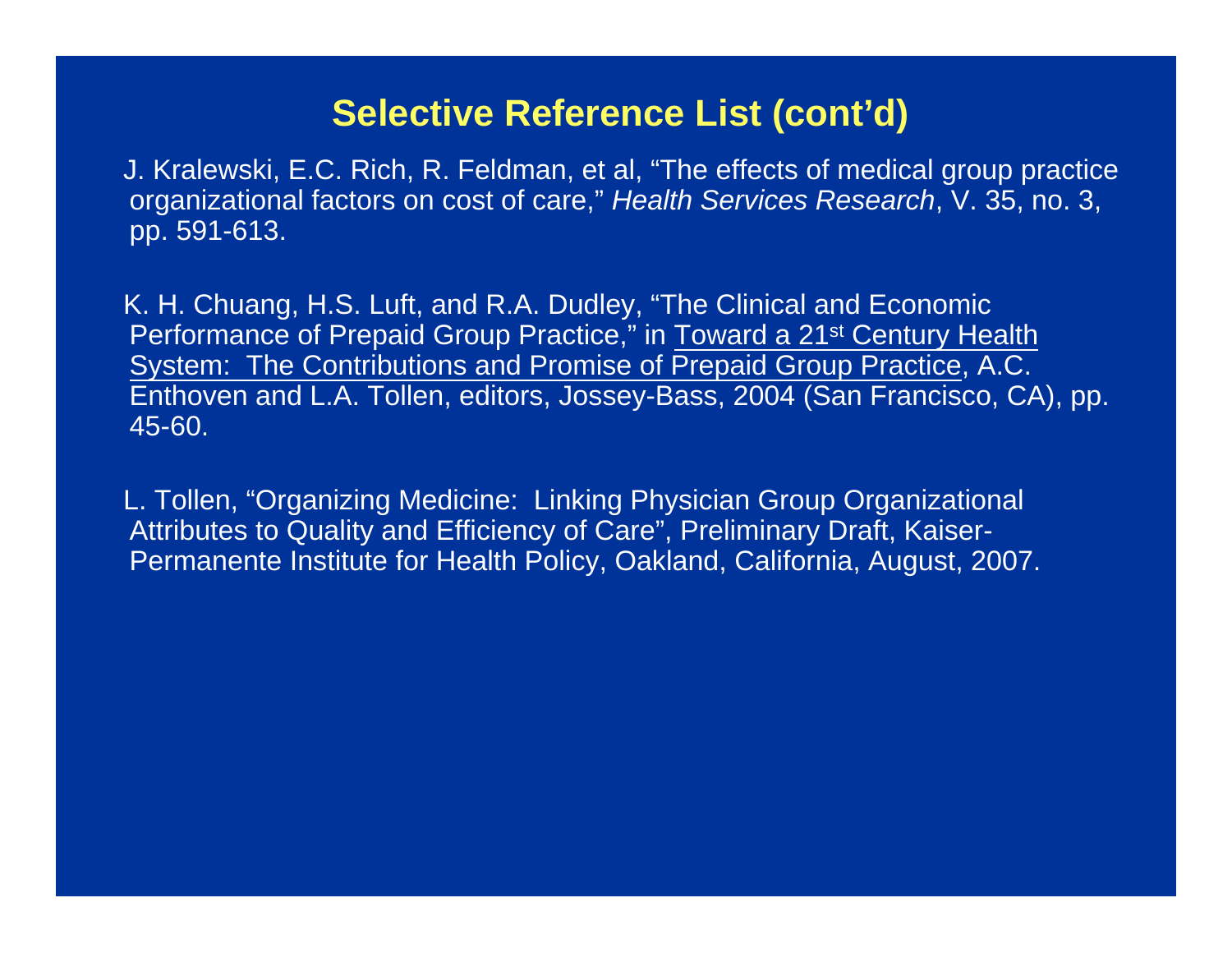## Selective Reference List (cont'd)

J. Kralewski, E.C. Rich, R. Feldman, et al, "The effects of medical group practice organizational factors on cost of care," *Health Services Research*, V. 35, no. 3, pp. 591-613.

K. H. Chuang, H.S. Luft, and R.A. Dudley, "The Clinical and Economic Performance of Prepaid Group Practice," in <u>Toward a 21st Century Health System: The Contributions and Promise of Prepaid Group Practice</u>, A.C. Enthoven and L.A. Tollen, editors, Jossey-Bass, 2004 (San Francisco, CA), pp. 45-60.

L. Tollen, "Organizing Medicine: Linking Physician Group Organizational Attributes to Quality and Efficiency of Care", Preliminary Draft, Kaiser-Permanente Institute for Health Policy, Oakland, California, August, 2007.